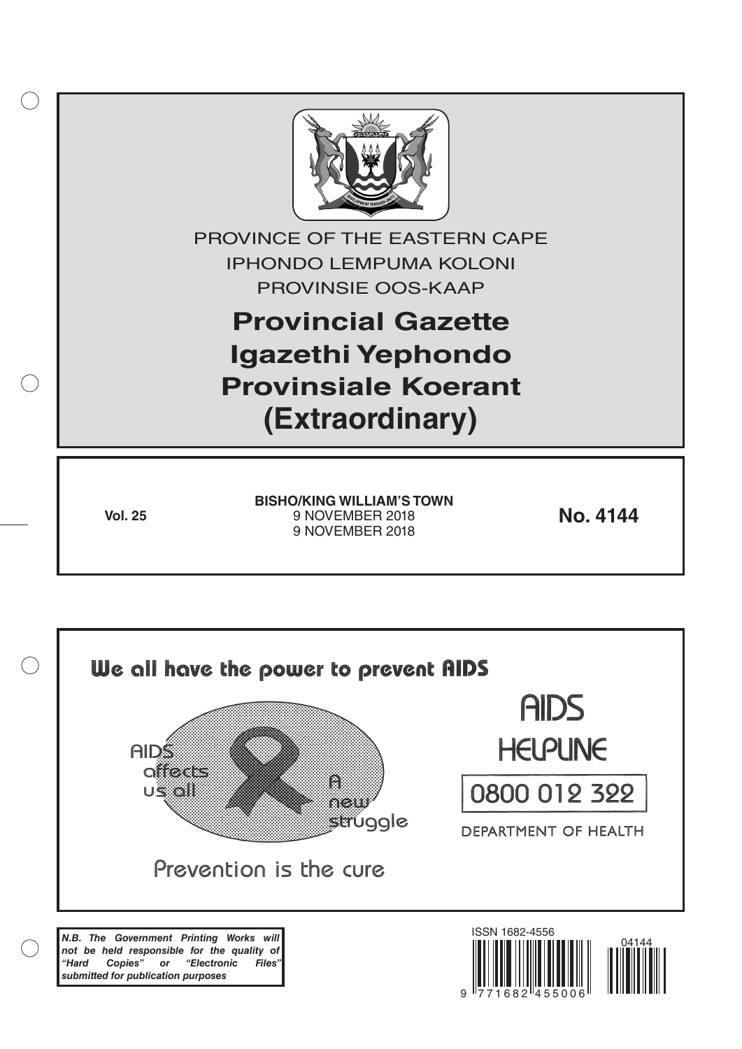PROVINCE OF THE EASTERN CAPE

IPHONDO LEMPUMA KOLONI

PROVINSIE OOS-KAAP

# Provincial Gazette
# Igazethi Yephondo
# Provinsiale Koerant
# (Extraordinary)

**Vol. 25**

**BISHO/KING WILLIAM'S TOWN**
9 NOVEMBER 2018
9 NOVEMBER 2018

**No. 4144**

**We all have the power to prevent AIDS**

AIDS affects us all

A new struggle

Prevention is the cure

AIDS HELPLINE

0800 012 322

DEPARTMENT OF HEALTH

***N.B. The Government Printing Works will not be held responsible for the quality of "Hard Copies" or "Electronic Files" submitted for publication purposes***

ISSN 1682-4556

9 771682 455006

04144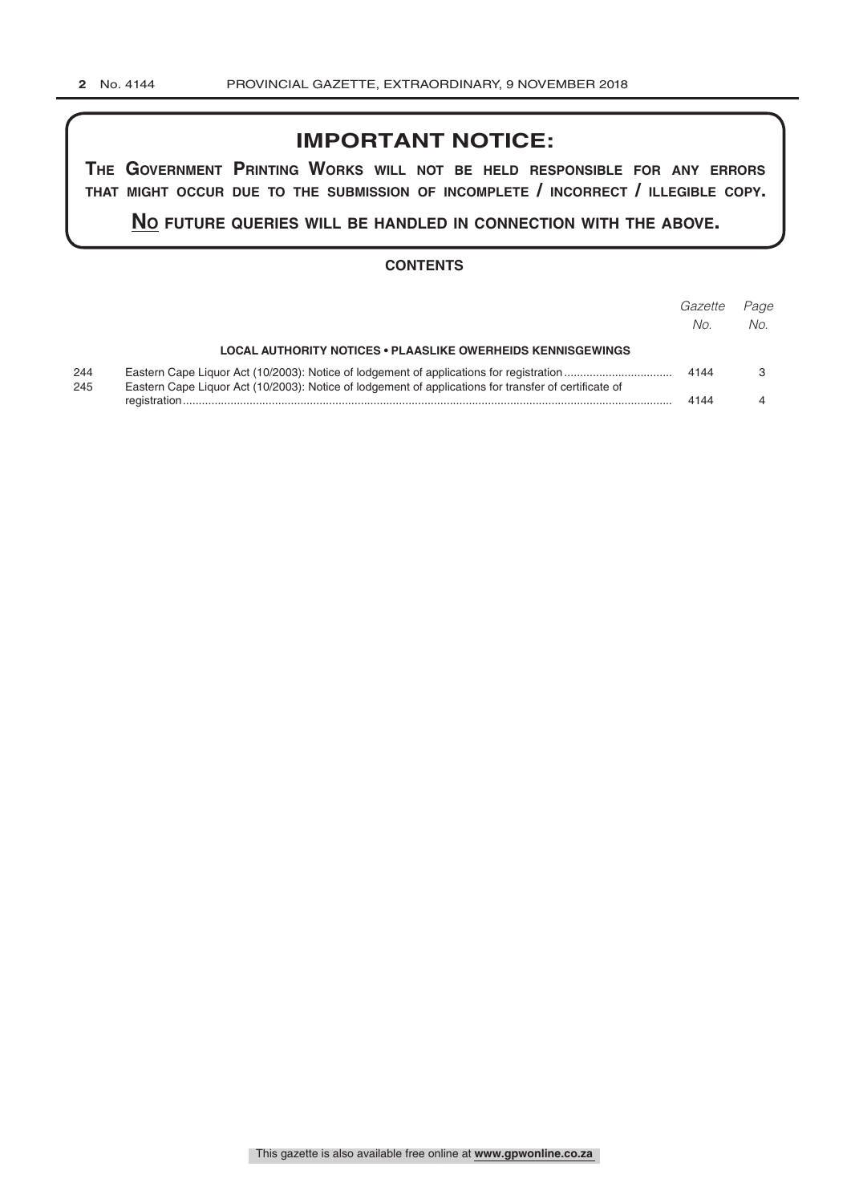# IMPORTANT NOTICE:

**THE GOVERNMENT PRINTING WORKS WILL NOT BE HELD RESPONSIBLE FOR ANY ERRORS THAT MIGHT OCCUR DUE TO THE SUBMISSION OF INCOMPLETE / INCORRECT / ILLEGIBLE COPY.**

**NO FUTURE QUERIES WILL BE HANDLED IN CONNECTION WITH THE ABOVE.**

## CONTENTS

| | | *Gazette No.* | *Page No.* |
|---|---|---|---|
| | **LOCAL AUTHORITY NOTICES • PLAASLIKE OWERHEIDS KENNISGEWINGS** | | |
| 244 | Eastern Cape Liquor Act (10/2003): Notice of lodgement of applications for registration | 4144 | 3 |
| 245 | Eastern Cape Liquor Act (10/2003): Notice of lodgement of applications for transfer of certificate of registration | 4144 | 4 |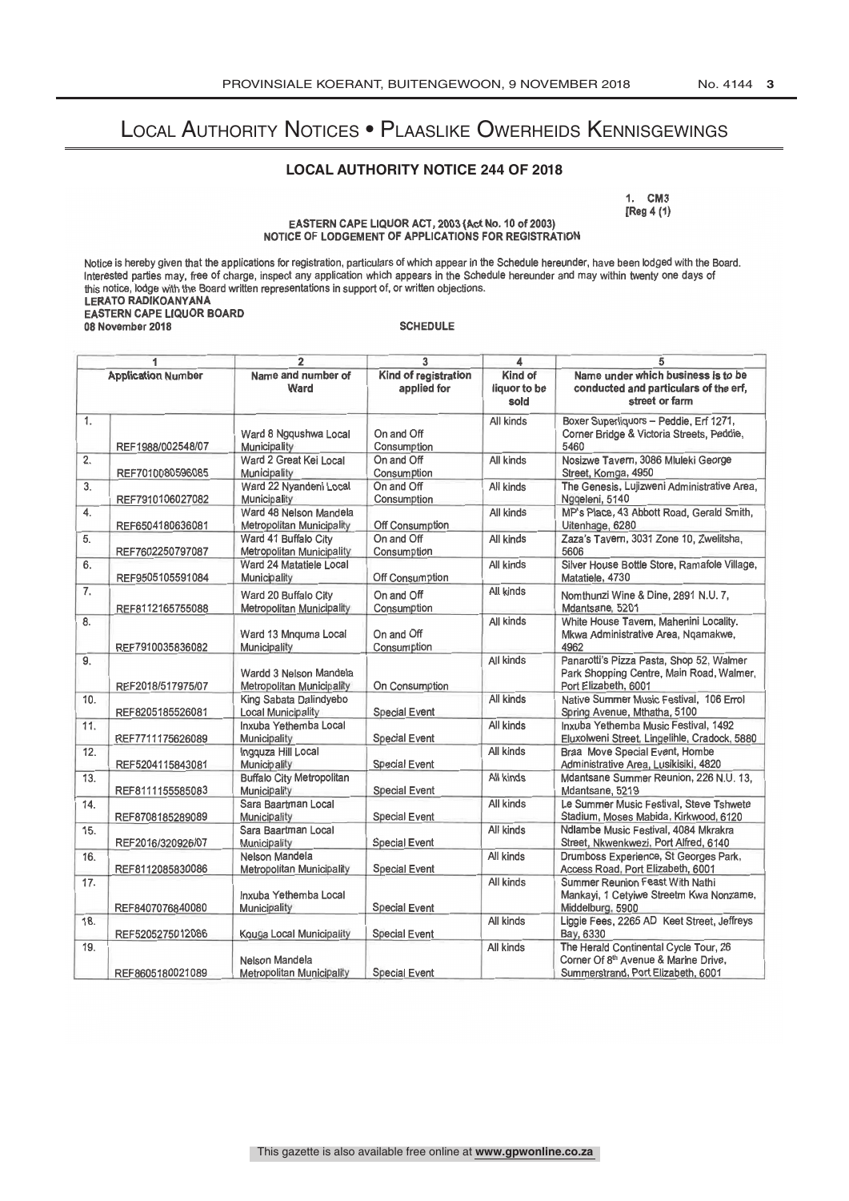# Local Authority Notices • Plaaslike Owerheids Kennisgewings

## LOCAL AUTHORITY NOTICE 244 OF 2018

1. CM3
[Reg 4 (1)

**EASTERN CAPE LIQUOR ACT, 2003 (Act No. 10 of 2003)**
**NOTICE OF LODGEMENT OF APPLICATIONS FOR REGISTRATION**

Notice is hereby given that the applications for registration, particulars of which appear in the Schedule hereunder, have been lodged with the Board. Interested parties may, free of charge, inspect any application which appears in the Schedule hereunder and may within twenty one days of this notice, lodge with the Board written representations in support of, or written objections.

**LERATO RADIKOANYANA**
**EASTERN CAPE LIQUOR BOARD**
**08 November 2018**

**SCHEDULE**

| 1 | | 2 | 3 | 4 | 5 |
|---|---|---|---|---|---|
| Application Number | | Name and number of Ward | Kind of registration applied for | Kind of liquor to be sold | Name under which business is to be conducted and particulars of the erf, street or farm |
| 1. | REF1988/002548/07 | Ward 8 Ngqushwa Local Municipality | On and Off Consumption | All kinds | Boxer Superliquors – Peddie, Erf 1271, Corner Bridge & Victoria Streets, Peddie, 5460 |
| 2. | REF7010080596085 | Ward 2 Great Kei Local Municipality | On and Off Consumption | All kinds | Nosizwe Tavern, 3086 Mluleki George Street, Komga, 4950 |
| 3. | REF7910106027082 | Ward 22 Nyandeni Local Municipality | On and Off Consumption | All kinds | The Genesis, Lujizweni Administrative Area, Ngqeleni, 5140 |
| 4. | REF6504180636081 | Ward 48 Nelson Mandela Metropolitan Municipality | Off Consumption | All kinds | MP's Place, 43 Abbott Road, Gerald Smith, Uitenhage, 6280 |
| 5. | REF7602250797087 | Ward 41 Buffalo City Metropolitan Municipality | On and Off Consumption | All kinds | Zaza's Tavern, 3031 Zone 10, Zwelitsha, 5606 |
| 6. | REF9505105591084 | Ward 24 Matatiele Local Municipality | Off Consumption | All kinds | Silver House Bottle Store, Ramafole Village, Matatiele, 4730 |
| 7. | REF8112165755088 | Ward 20 Buffalo City Metropolitan Municipality | On and Off Consumption | All kinds | Nomthunzi Wine & Dine, 2891 N.U. 7, Mdantsane, 5201 |
| 8. | REF7910035836082 | Ward 13 Mnquma Local Municipality | On and Off Consumption | All kinds | White House Tavern, Mahenini Locality, Mkwa Administrative Area, Nqamakwe, 4962 |
| 9. | REF2018/517975/07 | Wardd 3 Nelson Mandela Metropolitan Municipality | On Consumption | All kinds | Panarotti's Pizza Pasta, Shop 52, Walmer Park Shopping Centre, Main Road, Walmer, Port Elizabeth, 6001 |
| 10. | REF8205185526081 | King Sabata Dalindyebo Local Municipality | Special Event | All kinds | Native Summer Music Festival, 106 Errol Spring Avenue, Mthatha, 5100 |
| 11. | REF7711175626089 | Inxuba Yethemba Local Municipality | Special Event | All kinds | Inxuba Yethemba Music Festival, 1492 Eluxolweni Street, Lingelihle, Cradock, 5880 |
| 12. | REF5204115843081 | Ingquza Hill Local Municipality | Special Event | All kinds | Braa Move Special Event, Hombe Administrative Area, Lusikisiki, 4820 |
| 13. | REF8111155585083 | Buffalo City Metropolitan Municipality | Special Event | All kinds | Mdantsane Summer Reunion, 226 N.U. 13, Mdantsane, 5219 |
| 14. | REF8708185289089 | Sara Baartman Local Municipality | Special Event | All kinds | Le Summer Music Festival, Steve Tshwete Stadium, Moses Mabida, Kirkwood, 6120 |
| 15. | REF2016/320926/07 | Sara Baartman Local Municipality | Special Event | All kinds | Ndlambe Music Festival, 4084 Mkrakra Street, Nkwenkwezi, Port Alfred, 6140 |
| 16. | REF8112085830086 | Nelson Mandela Metropolitan Municipality | Special Event | All kinds | Drumboss Experience, St Georges Park, Access Road, Port Elizabeth, 6001 |
| 17. | REF8407076840080 | Inxuba Yethemba Local Municipality | Special Event | All kinds | Summer Reunion Feast With Nathi Mankayi, 1 Cetyiwe Streetm Kwa Nonzame, Middelburg, 5900 |
| 18. | REF5205275012086 | Kouga Local Municipality | Special Event | All kinds | Liggie Fees, 2265 AD Keet Street, Jeffreys Bay, 6330 |
| 19. | REF8605180021089 | Nelson Mandela Metropolitan Municipality | Special Event | All kinds | The Herald Continental Cycle Tour, 26 Corner Of 8th Avenue & Marine Drive, Summerstrand, Port Elizabeth, 6001 |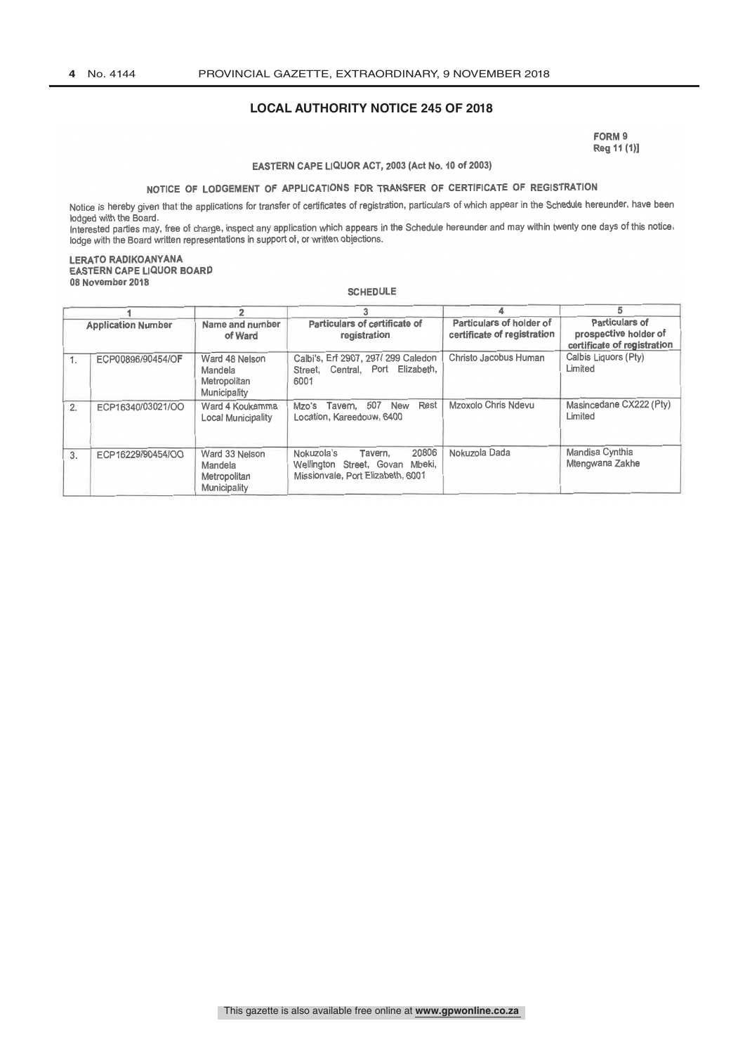## LOCAL AUTHORITY NOTICE 245 OF 2018

FORM 9
Reg 11 (1)]

**EASTERN CAPE LIQUOR ACT, 2003 (Act No. 10 of 2003)**

**NOTICE OF LODGEMENT OF APPLICATIONS FOR TRANSFER OF CERTIFICATE OF REGISTRATION**

Notice is hereby given that the applications for transfer of certificates of registration, particulars of which appear in the Schedule hereunder, have been lodged with the Board.
Interested parties may, free of charge, inspect any application which appears in the Schedule hereunder and may within twenty one days of this notice, lodge with the Board written representations in support of, or written objections.

**LERATO RADIKOANYANA**
**EASTERN CAPE LIQUOR BOARD**
**08 November 2018**

**SCHEDULE**

| 1 | | 2 | 3 | 4 | 5 |
|---|---|---|---|---|---|
| Application Number | | Name and number of Ward | Particulars of certificate of registration | Particulars of holder of certificate of registration | Particulars of prospective holder of certificate of registration |
| 1. | ECP00896/90454/OF | Ward 48 Nelson Mandela Metropolitan Municipality | Calbi's, Erf 2907, 297/ 299 Caledon Street, Central, Port Elizabeth, 6001 | Christo Jacobus Human | Calbis Liquors (Pty) Limited |
| 2. | ECP16340/03021/OO | Ward 4 Koukamma Local Municipality | Mzo's Tavern, 507 New Rest Location, Kareedouw, 6400 | Mzoxolo Chris Ndevu | Masincedane CX222 (Pty) Limited |
| 3. | ECP16229/90454/OO | Ward 33 Nelson Mandela Metropolitan Municipality | Nokuzola's Tavern, 20806 Wellington Street, Govan Mbeki, Missionvale, Port Elizabeth, 6001 | Nokuzola Dada | Mandisa Cynthia Mtengwana Zakhe |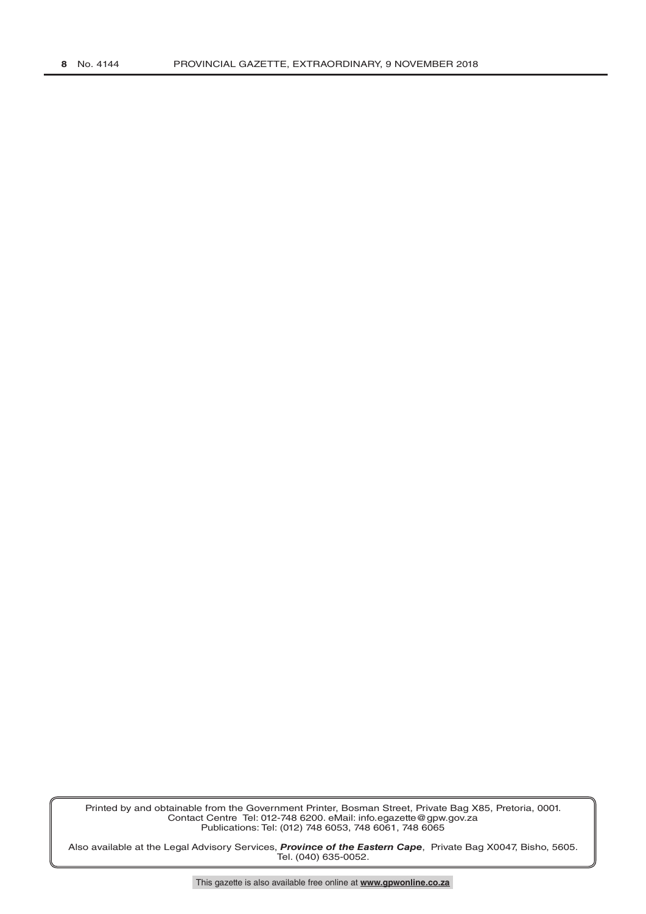Printed by and obtainable from the Government Printer, Bosman Street, Private Bag X85, Pretoria, 0001.
Contact Centre Tel: 012-748 6200. eMail: info.egazette@gpw.gov.za
Publications: Tel: (012) 748 6053, 748 6061, 748 6065

Also available at the Legal Advisory Services, ***Province of the Eastern Cape***, Private Bag X0047, Bisho, 5605.
Tel. (040) 635-0052.

This gazette is also available free online at **www.gpwonline.co.za**